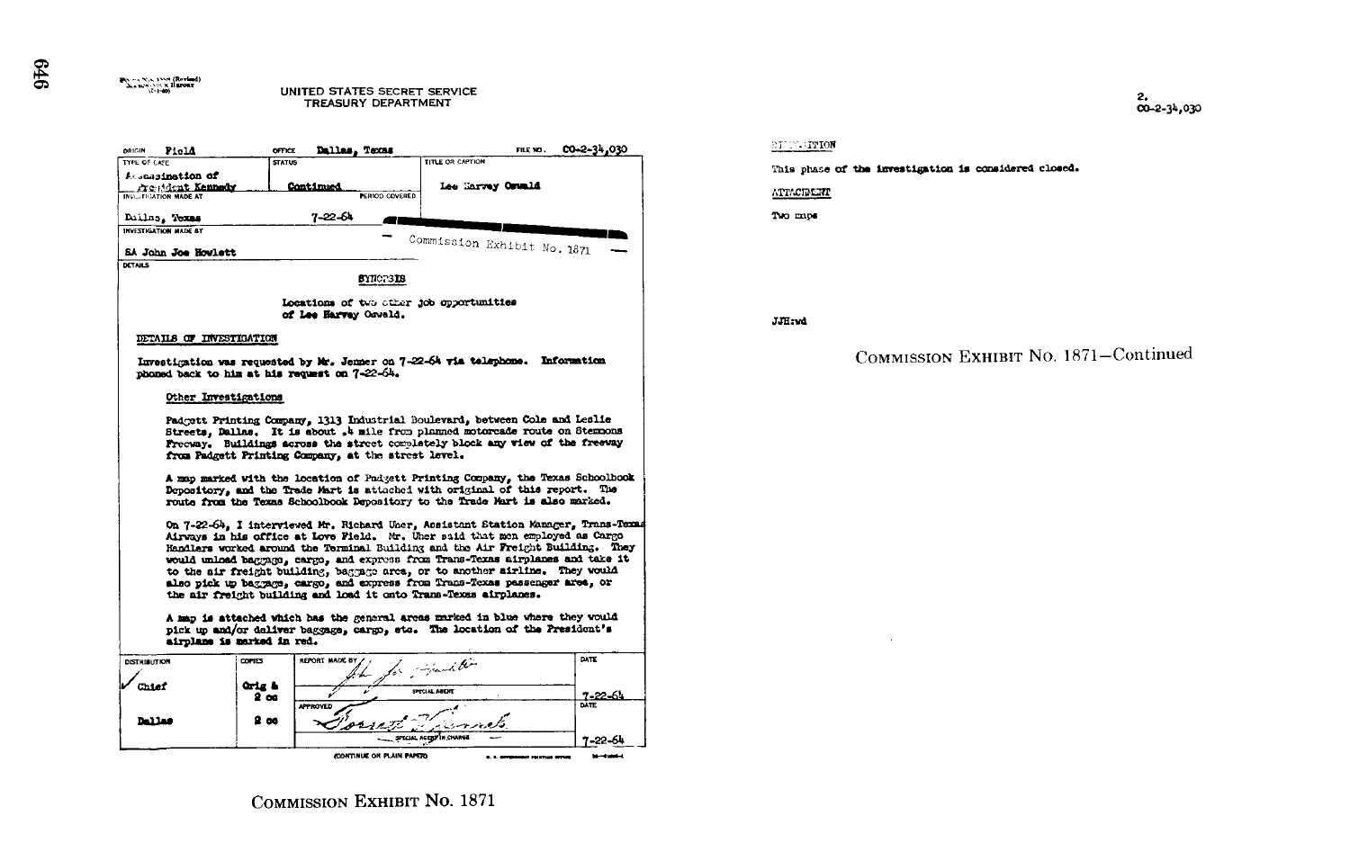UNITED STATES SECRET SERVICE
TREASURY DEPARTMENT

| ORIGIN Field | OFFICE Dallas, Texas | FILE NO. CO-2-34,030 |
|---|---|---|
| TYPE OF CASE: Assassination of President Kennedy | STATUS: Continued | TITLE OR CAPTION: Lee Harvey Oswald |
| INVESTIGATION MADE AT: Dallas, Texas | PERIOD COVERED: 7-22-64 | |
| INVESTIGATION MADE BY: SA John Joe Howlett | | |

Commission Exhibit No. 1871

DETAILS

## SYNOPSIS

Locations of two other job opportunities of Lee Harvey Oswald.

## DETAILS OF INVESTIGATION

Investigation was requested by Mr. Jenner on 7-22-64 via telephone. Information phoned back to him at his request on 7-22-64.

### Other Investigations

Padgett Printing Company, 1313 Industrial Boulevard, between Cole and Leslie Streets, Dallas. It is about .4 mile from planned motorcade route on Stemmons Freeway. Buildings across the street completely block any view of the freeway from Padgett Printing Company, at the street level.

A map marked with the location of Padgett Printing Company, the Texas Schoolbook Depository, and the Trade Mart is attached with original of this report. The route from the Texas Schoolbook Depository to the Trade Mart is also marked.

On 7-22-64, I interviewed Mr. Richard Uher, Assistant Station Manager, Trans-Texas Airways in his office at Love Field. Mr. Uher said that men employed as Cargo Handlers worked around the Terminal Building and the Air Freight Building. They would unload baggage, cargo, and express from Trans-Texas airplanes and take it to the air freight building, baggage area, or to another airline. They would also pick up baggage, cargo, and express from Trans-Texas passenger area, or the air freight building and load it onto Trans-Texas airplanes.

A map is attached which has the general areas marked in blue where they would pick up and/or deliver baggage, cargo, etc. The location of the President's airplane is marked in red.

| DISTRIBUTION | COPIES | REPORT MADE BY | DATE |
|---|---|---|---|
| Chief | Orig & 2 cc | [signature] SPECIAL AGENT | 7-22-64 |
| Dallas | 2 cc | APPROVED [signature] SPECIAL AGENT IN CHARGE | 7-22-64 |

(CONTINUE ON PLAIN PAPER)

COMMISSION EXHIBIT No. 1871

---

2.
CO-2-34,030

DISPOSITION

This phase of the investigation is considered closed.

ATTACHMENT

Two maps

JJH:wd

COMMISSION EXHIBIT No. 1871—Continued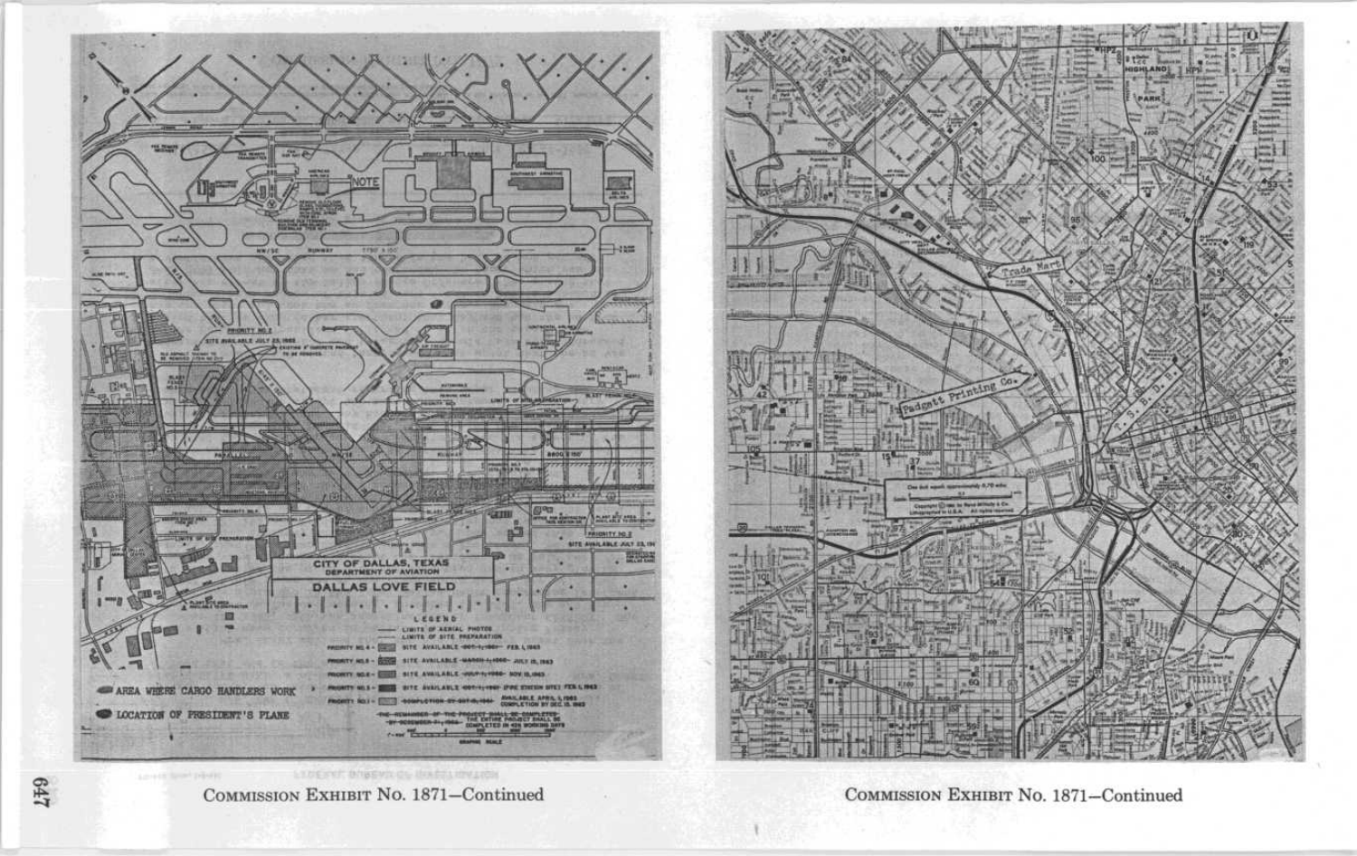CITY OF DALLAS, TEXAS
DEPARTMENT OF AVIATION

DALLAS LOVE FIELD

AREA WHERE CARGO HANDLERS WORK

LOCATION OF PRESIDENT'S PLANE

COMMISSION EXHIBIT No. 1871—Continued

Trade Mart

Padgett Printing Co.

COMMISSION EXHIBIT No. 1871—Continued